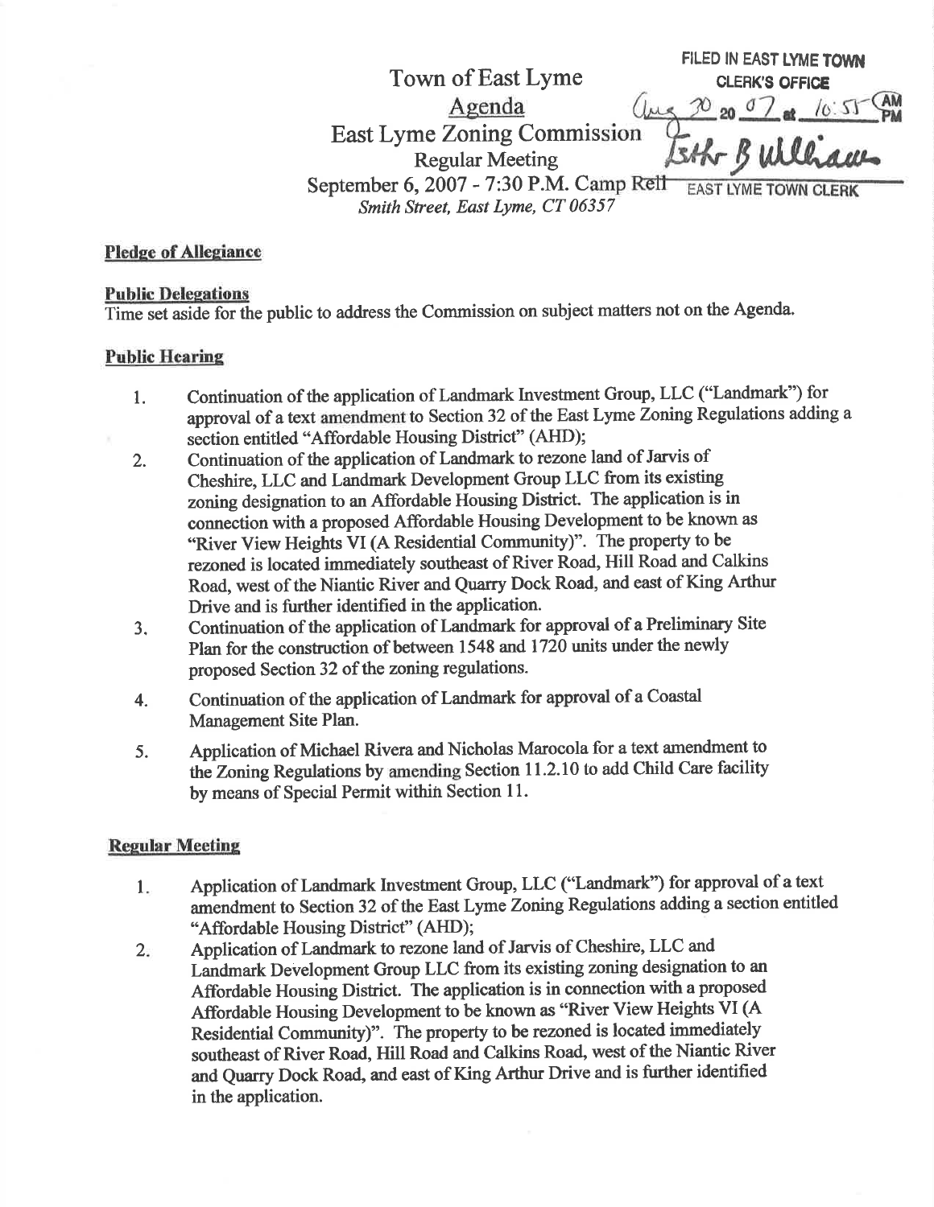FILED IN EAST LYME TOWN CLERK'S OFFICE
Aug 30 2007 at 10:55 AM
Esther B Williams
EAST LYME TOWN CLERK

# Town of East Lyme

## Agenda

## East Lyme Zoning Commission

### Regular Meeting

September 6, 2007 - 7:30 P.M. Camp Rell
*Smith Street, East Lyme, CT 06357*

**Pledge of Allegiance**

**Public Delegations**

Time set aside for the public to address the Commission on subject matters not on the Agenda.

**Public Hearing**

1. Continuation of the application of Landmark Investment Group, LLC ("Landmark") for approval of a text amendment to Section 32 of the East Lyme Zoning Regulations adding a section entitled "Affordable Housing District" (AHD);
2. Continuation of the application of Landmark to rezone land of Jarvis of Cheshire, LLC and Landmark Development Group LLC from its existing zoning designation to an Affordable Housing District. The application is in connection with a proposed Affordable Housing Development to be known as "River View Heights VI (A Residential Community)". The property to be rezoned is located immediately southeast of River Road, Hill Road and Calkins Road, west of the Niantic River and Quarry Dock Road, and east of King Arthur Drive and is further identified in the application.
3. Continuation of the application of Landmark for approval of a Preliminary Site Plan for the construction of between 1548 and 1720 units under the newly proposed Section 32 of the zoning regulations.
4. Continuation of the application of Landmark for approval of a Coastal Management Site Plan.
5. Application of Michael Rivera and Nicholas Marocola for a text amendment to the Zoning Regulations by amending Section 11.2.10 to add Child Care facility by means of Special Permit within Section 11.

**Regular Meeting**

1. Application of Landmark Investment Group, LLC ("Landmark") for approval of a text amendment to Section 32 of the East Lyme Zoning Regulations adding a section entitled "Affordable Housing District" (AHD);
2. Application of Landmark to rezone land of Jarvis of Cheshire, LLC and Landmark Development Group LLC from its existing zoning designation to an Affordable Housing District. The application is in connection with a proposed Affordable Housing Development to be known as "River View Heights VI (A Residential Community)". The property to be rezoned is located immediately southeast of River Road, Hill Road and Calkins Road, west of the Niantic River and Quarry Dock Road, and east of King Arthur Drive and is further identified in the application.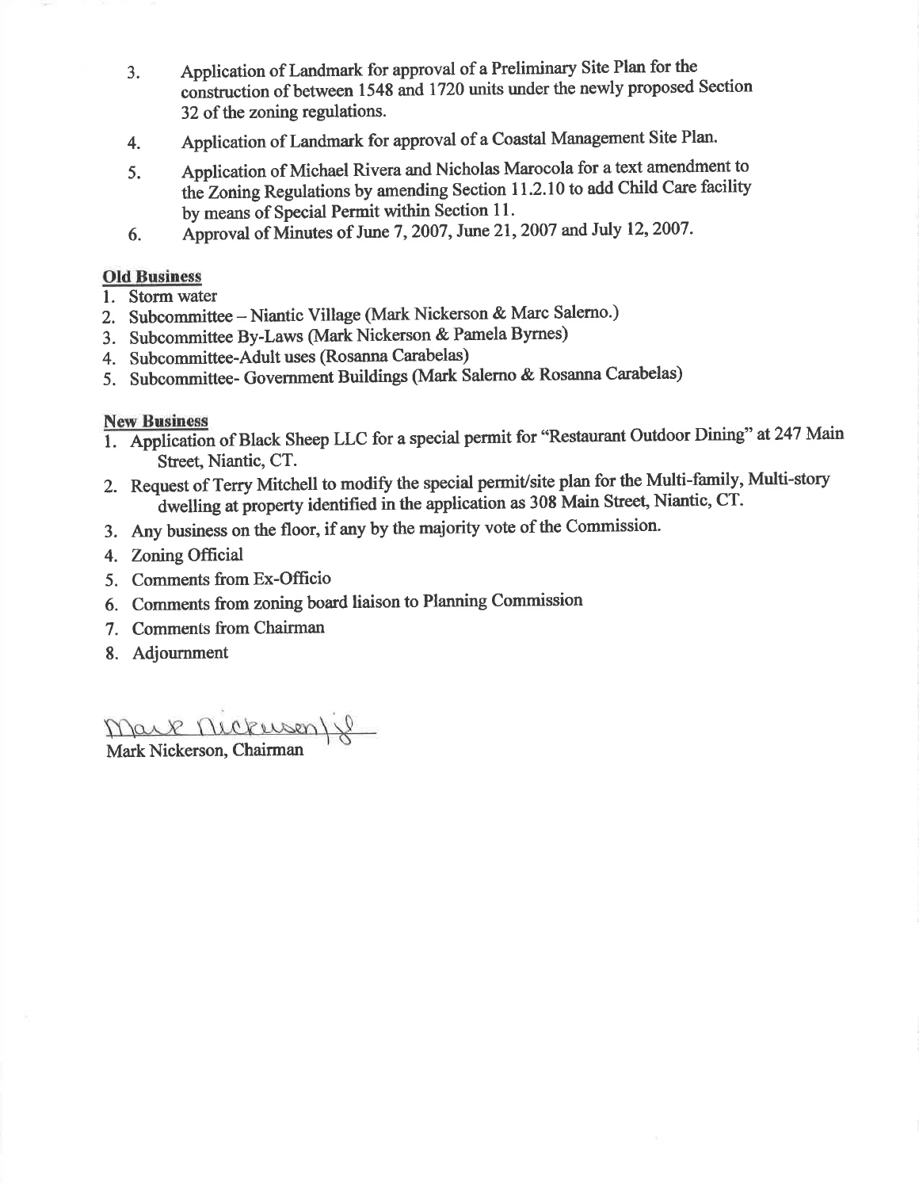3. Application of Landmark for approval of a Preliminary Site Plan for the construction of between 1548 and 1720 units under the newly proposed Section 32 of the zoning regulations.
4. Application of Landmark for approval of a Coastal Management Site Plan.
5. Application of Michael Rivera and Nicholas Marocola for a text amendment to the Zoning Regulations by amending Section 11.2.10 to add Child Care facility by means of Special Permit within Section 11.
6. Approval of Minutes of June 7, 2007, June 21, 2007 and July 12, 2007.

**Old Business**

1. Storm water
2. Subcommittee – Niantic Village (Mark Nickerson & Marc Salerno.)
3. Subcommittee By-Laws (Mark Nickerson & Pamela Byrnes)
4. Subcommittee-Adult uses (Rosanna Carabelas)
5. Subcommittee- Government Buildings (Mark Salerno & Rosanna Carabelas)

**New Business**

1. Application of Black Sheep LLC for a special permit for "Restaurant Outdoor Dining" at 247 Main Street, Niantic, CT.
2. Request of Terry Mitchell to modify the special permit/site plan for the Multi-family, Multi-story dwelling at property identified in the application as 308 Main Street, Niantic, CT.
3. Any business on the floor, if any by the majority vote of the Commission.
4. Zoning Official
5. Comments from Ex-Officio
6. Comments from zoning board liaison to Planning Commission
7. Comments from Chairman
8. Adjournment

Mark Nickerson/jl

Mark Nickerson, Chairman